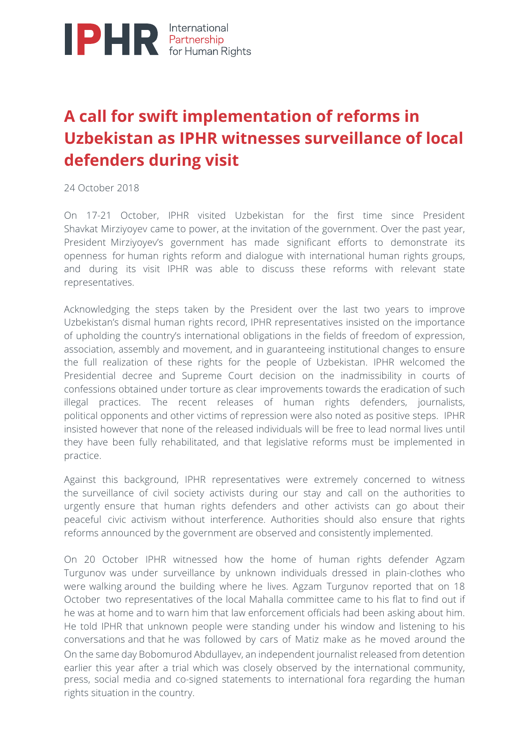**IPHR** International Partnership for Human Rights

# A call for swift implementation of reforms in Uzbekistan as IPHR witnesses surveillance of local defenders during visit

24 October 2018

On 17-21 October, IPHR visited Uzbekistan for the first time since President Shavkat Mirziyoyev came to power, at the invitation of the government. Over the past year, President Mirziyoyev's government has made significant efforts to demonstrate its openness for human rights reform and dialogue with international human rights groups, and during its visit IPHR was able to discuss these reforms with relevant state representatives.

Acknowledging the steps taken by the President over the last two years to improve Uzbekistan's dismal human rights record, IPHR representatives insisted on the importance of upholding the country's international obligations in the fields of freedom of expression, association, assembly and movement, and in guaranteeing institutional changes to ensure the full realization of these rights for the people of Uzbekistan. IPHR welcomed the Presidential decree and Supreme Court decision on the inadmissibility in courts of confessions obtained under torture as clear improvements towards the eradication of such illegal practices. The recent releases of human rights defenders, journalists, political opponents and other victims of repression were also noted as positive steps. IPHR insisted however that none of the released individuals will be free to lead normal lives until they have been fully rehabilitated, and that legislative reforms must be implemented in practice.

Against this background, IPHR representatives were extremely concerned to witness the surveillance of civil society activists during our stay and call on the authorities to urgently ensure that human rights defenders and other activists can go about their peaceful civic activism without interference. Authorities should also ensure that rights reforms announced by the government are observed and consistently implemented.

On 20 October IPHR witnessed how the home of human rights defender Agzam Turgunov was under surveillance by unknown individuals dressed in plain-clothes who were walking around the building where he lives. Agzam Turgunov reported that on 18 October two representatives of the local Mahalla committee came to his flat to find out if he was at home and to warn him that law enforcement officials had been asking about him. He told IPHR that unknown people were standing under his window and listening to his conversations and that he was followed by cars of Matiz make as he moved around the On the same day Bobomurod Abdullayev, an independent journalist released from detention earlier this year after a trial which was closely observed by the international community, press, social media and co-signed statements to international fora regarding the human rights situation in the country.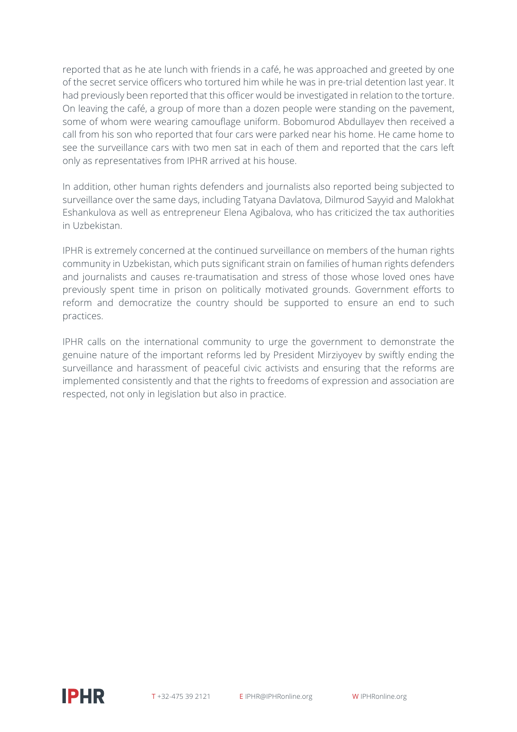reported that as he ate lunch with friends in a café, he was approached and greeted by one of the secret service officers who tortured him while he was in pre-trial detention last year. It had previously been reported that this officer would be investigated in relation to the torture. On leaving the café, a group of more than a dozen people were standing on the pavement, some of whom were wearing camouflage uniform. Bobomurod Abdullayev then received a call from his son who reported that four cars were parked near his home. He came home to see the surveillance cars with two men sat in each of them and reported that the cars left only as representatives from IPHR arrived at his house.

In addition, other human rights defenders and journalists also reported being subjected to surveillance over the same days, including Tatyana Davlatova, Dilmurod Sayyid and Malokhat Eshankulova as well as entrepreneur Elena Agibalova, who has criticized the tax authorities in Uzbekistan.

IPHR is extremely concerned at the continued surveillance on members of the human rights community in Uzbekistan, which puts significant strain on families of human rights defenders and journalists and causes re-traumatisation and stress of those whose loved ones have previously spent time in prison on politically motivated grounds. Government efforts to reform and democratize the country should be supported to ensure an end to such practices.

IPHR calls on the international community to urge the government to demonstrate the genuine nature of the important reforms led by President Mirziyoyev by swiftly ending the surveillance and harassment of peaceful civic activists and ensuring that the reforms are implemented consistently and that the rights to freedoms of expression and association are respected, not only in legislation but also in practice.